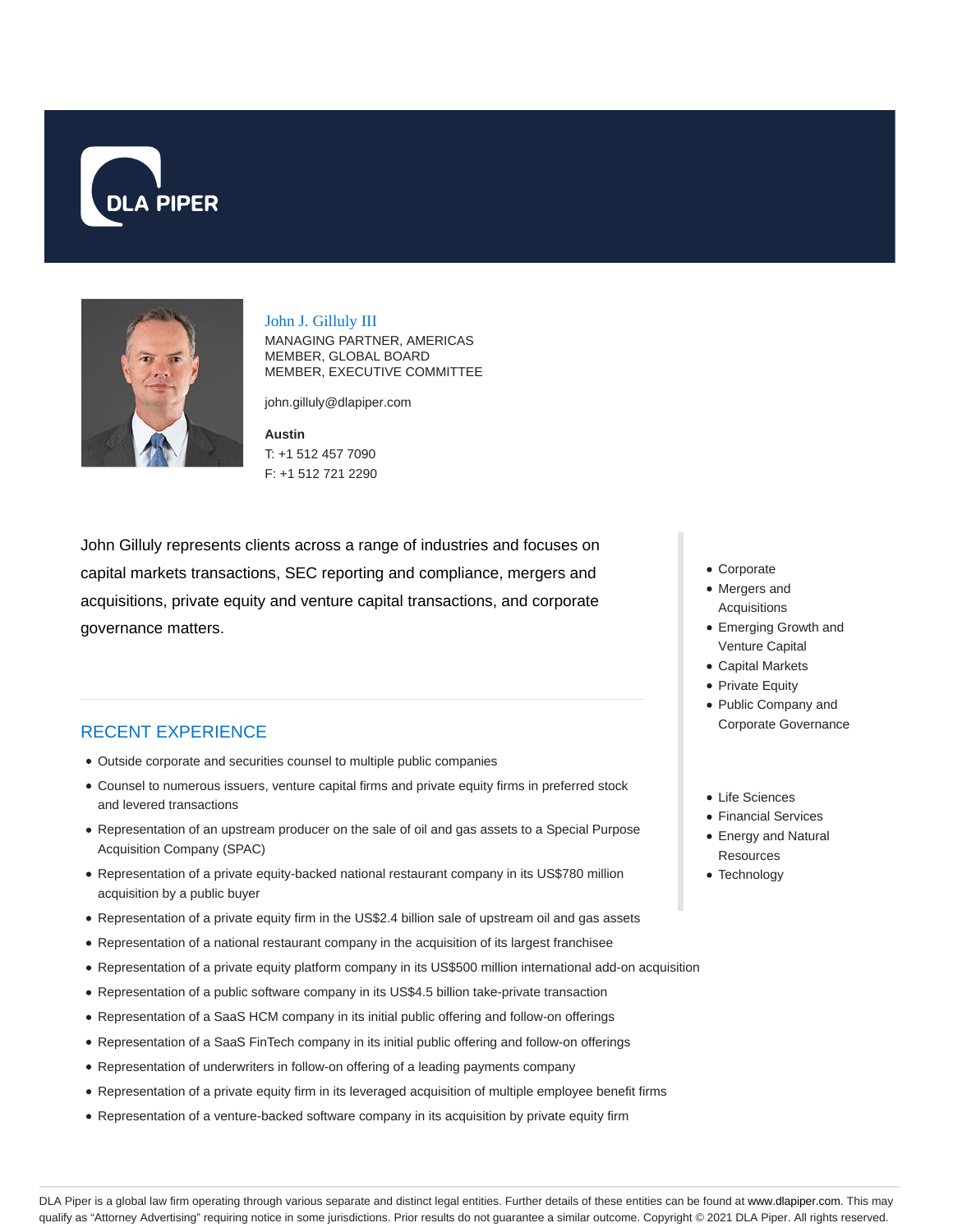# John J. Gilluly III

MANAGING PARTNER, AMERICAS
MEMBER, GLOBAL BOARD
MEMBER, EXECUTIVE COMMITTEE

john.gilluly@dlapiper.com

**Austin**
T: +1 512 457 7090
F: +1 512 721 2290

John Gilluly represents clients across a range of industries and focuses on capital markets transactions, SEC reporting and compliance, mergers and acquisitions, private equity and venture capital transactions, and corporate governance matters.

- Corporate
- Mergers and Acquisitions
- Emerging Growth and Venture Capital
- Capital Markets
- Private Equity
- Public Company and Corporate Governance

- Life Sciences
- Financial Services
- Energy and Natural Resources
- Technology

## RECENT EXPERIENCE

- Outside corporate and securities counsel to multiple public companies
- Counsel to numerous issuers, venture capital firms and private equity firms in preferred stock and levered transactions
- Representation of an upstream producer on the sale of oil and gas assets to a Special Purpose Acquisition Company (SPAC)
- Representation of a private equity-backed national restaurant company in its US$780 million acquisition by a public buyer
- Representation of a private equity firm in the US$2.4 billion sale of upstream oil and gas assets
- Representation of a national restaurant company in the acquisition of its largest franchisee
- Representation of a private equity platform company in its US$500 million international add-on acquisition
- Representation of a public software company in its US$4.5 billion take-private transaction
- Representation of a SaaS HCM company in its initial public offering and follow-on offerings
- Representation of a SaaS FinTech company in its initial public offering and follow-on offerings
- Representation of underwriters in follow-on offering of a leading payments company
- Representation of a private equity firm in its leveraged acquisition of multiple employee benefit firms
- Representation of a venture-backed software company in its acquisition by private equity firm

DLA Piper is a global law firm operating through various separate and distinct legal entities. Further details of these entities can be found at www.dlapiper.com. This may qualify as "Attorney Advertising" requiring notice in some jurisdictions. Prior results do not guarantee a similar outcome. Copyright © 2021 DLA Piper. All rights reserved.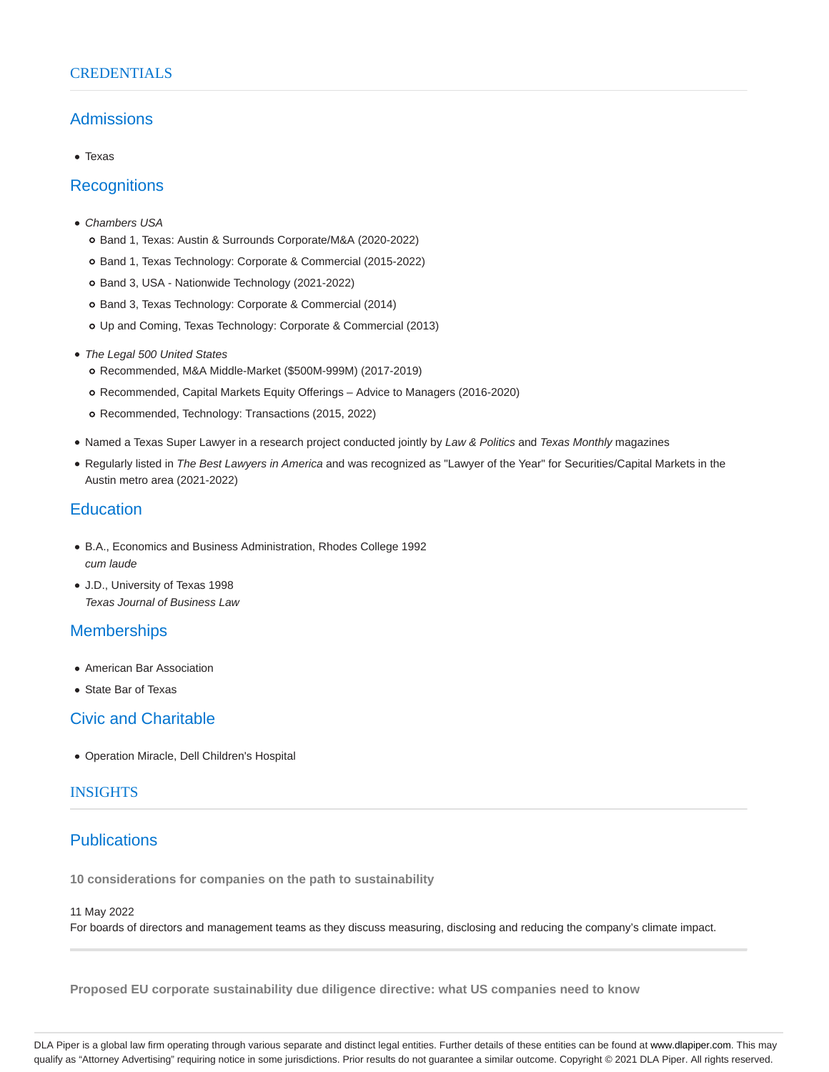## CREDENTIALS

### Admissions

- Texas

### Recognitions

- *Chambers USA*
  - Band 1, Texas: Austin & Surrounds Corporate/M&A (2020-2022)
  - Band 1, Texas Technology: Corporate & Commercial (2015-2022)
  - Band 3, USA - Nationwide Technology (2021-2022)
  - Band 3, Texas Technology: Corporate & Commercial (2014)
  - Up and Coming, Texas Technology: Corporate & Commercial (2013)
- *The Legal 500 United States*
  - Recommended, M&A Middle-Market ($500M-999M) (2017-2019)
  - Recommended, Capital Markets Equity Offerings – Advice to Managers (2016-2020)
  - Recommended, Technology: Transactions (2015, 2022)
- Named a Texas Super Lawyer in a research project conducted jointly by *Law & Politics* and *Texas Monthly* magazines
- Regularly listed in *The Best Lawyers in America* and was recognized as "Lawyer of the Year" for Securities/Capital Markets in the Austin metro area (2021-2022)

### Education

- B.A., Economics and Business Administration, Rhodes College 1992
  *cum laude*
- J.D., University of Texas 1998
  *Texas Journal of Business Law*

### Memberships

- American Bar Association
- State Bar of Texas

### Civic and Charitable

- Operation Miracle, Dell Children's Hospital

## INSIGHTS

### Publications

**10 considerations for companies on the path to sustainability**

11 May 2022
For boards of directors and management teams as they discuss measuring, disclosing and reducing the company's climate impact.

---

**Proposed EU corporate sustainability due diligence directive: what US companies need to know**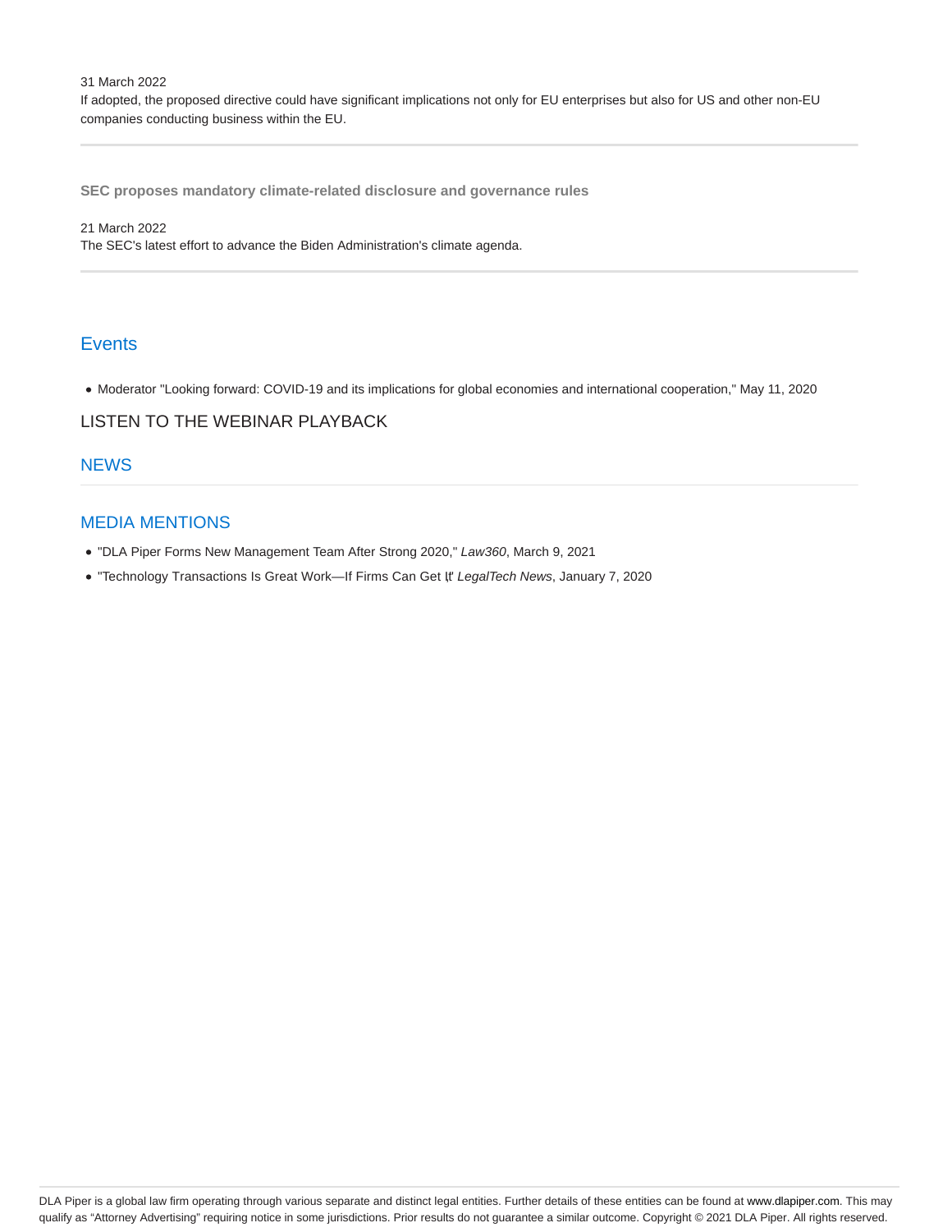31 March 2022

If adopted, the proposed directive could have significant implications not only for EU enterprises but also for US and other non-EU companies conducting business within the EU.

---

**SEC proposes mandatory climate-related disclosure and governance rules**

21 March 2022

The SEC's latest effort to advance the Biden Administration's climate agenda.

---

## Events

- Moderator "Looking forward: COVID-19 and its implications for global economies and international cooperation," May 11, 2020

LISTEN TO THE WEBINAR PLAYBACK

## NEWS

---

## MEDIA MENTIONS

- "DLA Piper Forms New Management Team After Strong 2020," *Law360*, March 9, 2021
- "Technology Transactions Is Great Work—If Firms Can Get It" *LegalTech News*, January 7, 2020

DLA Piper is a global law firm operating through various separate and distinct legal entities. Further details of these entities can be found at www.dlapiper.com. This may qualify as "Attorney Advertising" requiring notice in some jurisdictions. Prior results do not guarantee a similar outcome. Copyright © 2021 DLA Piper. All rights reserved.